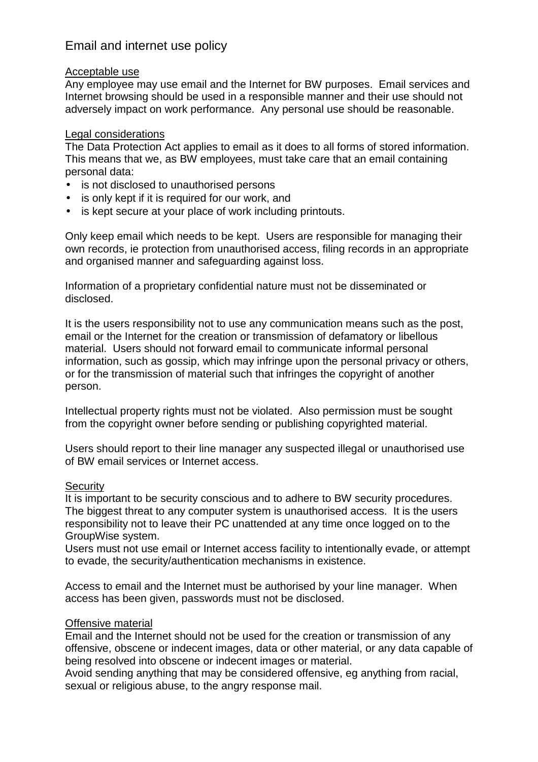# Email and internet use policy

## Acceptable use

Any employee may use email and the Internet for BW purposes. Email services and Internet browsing should be used in a responsible manner and their use should not adversely impact on work performance. Any personal use should be reasonable.

## Legal considerations

The Data Protection Act applies to email as it does to all forms of stored information. This means that we, as BW employees, must take care that an email containing personal data:

- is not disclosed to unauthorised persons
- is only kept if it is required for our work, and
- is kept secure at your place of work including printouts.

Only keep email which needs to be kept. Users are responsible for managing their own records, ie protection from unauthorised access, filing records in an appropriate and organised manner and safeguarding against loss.

Information of a proprietary confidential nature must not be disseminated or disclosed.

It is the users responsibility not to use any communication means such as the post, email or the Internet for the creation or transmission of defamatory or libellous material. Users should not forward email to communicate informal personal information, such as gossip, which may infringe upon the personal privacy or others, or for the transmission of material such that infringes the copyright of another person.

Intellectual property rights must not be violated. Also permission must be sought from the copyright owner before sending or publishing copyrighted material.

Users should report to their line manager any suspected illegal or unauthorised use of BW email services or Internet access.

## Security

It is important to be security conscious and to adhere to BW security procedures. The biggest threat to any computer system is unauthorised access. It is the users responsibility not to leave their PC unattended at any time once logged on to the GroupWise system.
Users must not use email or Internet access facility to intentionally evade, or attempt to evade, the security/authentication mechanisms in existence.

Access to email and the Internet must be authorised by your line manager. When access has been given, passwords must not be disclosed.

## Offensive material

Email and the Internet should not be used for the creation or transmission of any offensive, obscene or indecent images, data or other material, or any data capable of being resolved into obscene or indecent images or material.
Avoid sending anything that may be considered offensive, eg anything from racial, sexual or religious abuse, to the angry response mail.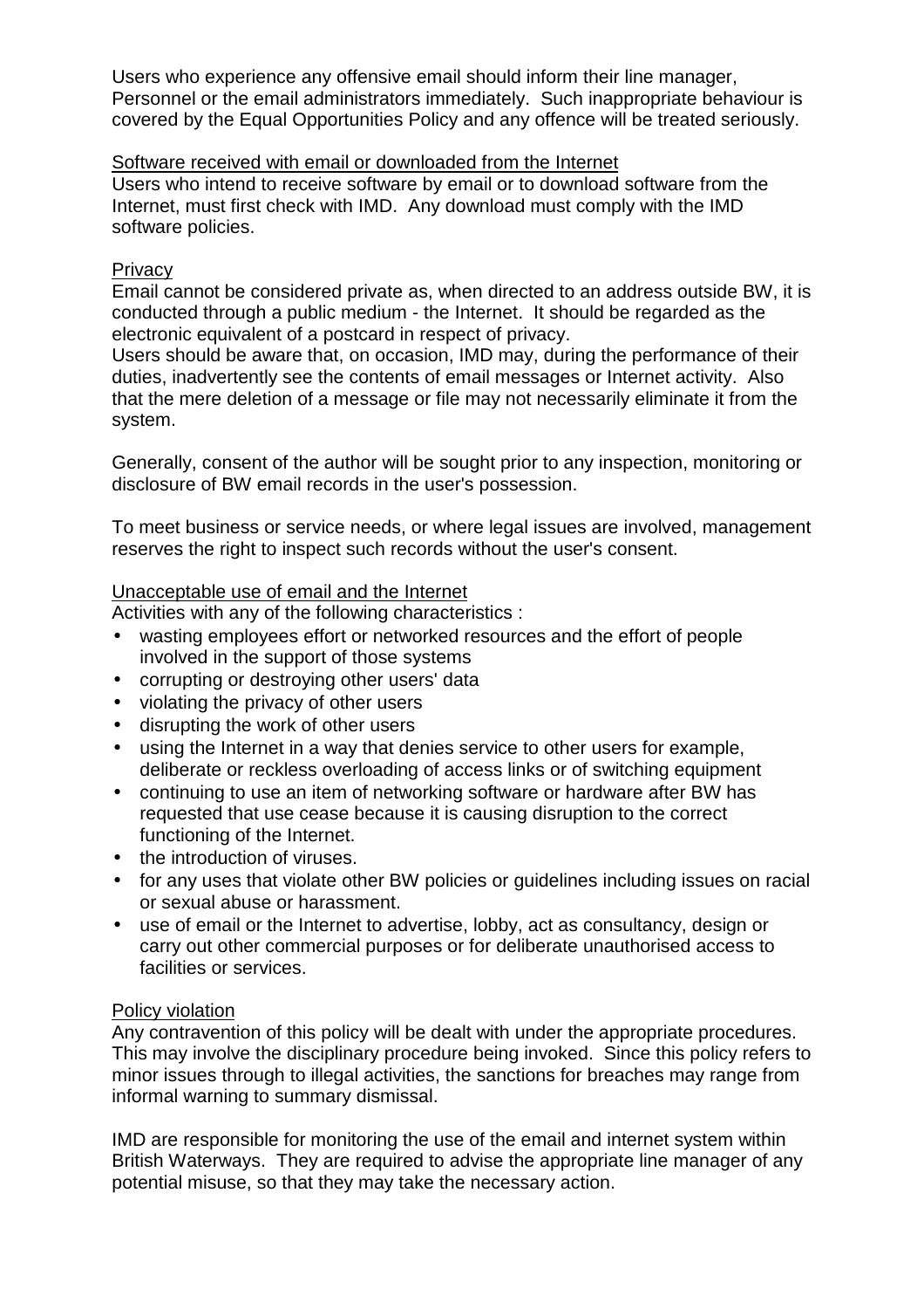Users who experience any offensive email should inform their line manager, Personnel or the email administrators immediately. Such inappropriate behaviour is covered by the Equal Opportunities Policy and any offence will be treated seriously.

<u>Software received with email or downloaded from the Internet</u>

Users who intend to receive software by email or to download software from the Internet, must first check with IMD. Any download must comply with the IMD software policies.

<u>Privacy</u>

Email cannot be considered private as, when directed to an address outside BW, it is conducted through a public medium - the Internet. It should be regarded as the electronic equivalent of a postcard in respect of privacy.

Users should be aware that, on occasion, IMD may, during the performance of their duties, inadvertently see the contents of email messages or Internet activity. Also that the mere deletion of a message or file may not necessarily eliminate it from the system.

Generally, consent of the author will be sought prior to any inspection, monitoring or disclosure of BW email records in the user's possession.

To meet business or service needs, or where legal issues are involved, management reserves the right to inspect such records without the user's consent.

<u>Unacceptable use of email and the Internet</u>

Activities with any of the following characteristics :

- wasting employees effort or networked resources and the effort of people involved in the support of those systems
- corrupting or destroying other users' data
- violating the privacy of other users
- disrupting the work of other users
- using the Internet in a way that denies service to other users for example, deliberate or reckless overloading of access links or of switching equipment
- continuing to use an item of networking software or hardware after BW has requested that use cease because it is causing disruption to the correct functioning of the Internet.
- the introduction of viruses.
- for any uses that violate other BW policies or guidelines including issues on racial or sexual abuse or harassment.
- use of email or the Internet to advertise, lobby, act as consultancy, design or carry out other commercial purposes or for deliberate unauthorised access to facilities or services.

<u>Policy violation</u>

Any contravention of this policy will be dealt with under the appropriate procedures. This may involve the disciplinary procedure being invoked. Since this policy refers to minor issues through to illegal activities, the sanctions for breaches may range from informal warning to summary dismissal.

IMD are responsible for monitoring the use of the email and internet system within British Waterways. They are required to advise the appropriate line manager of any potential misuse, so that they may take the necessary action.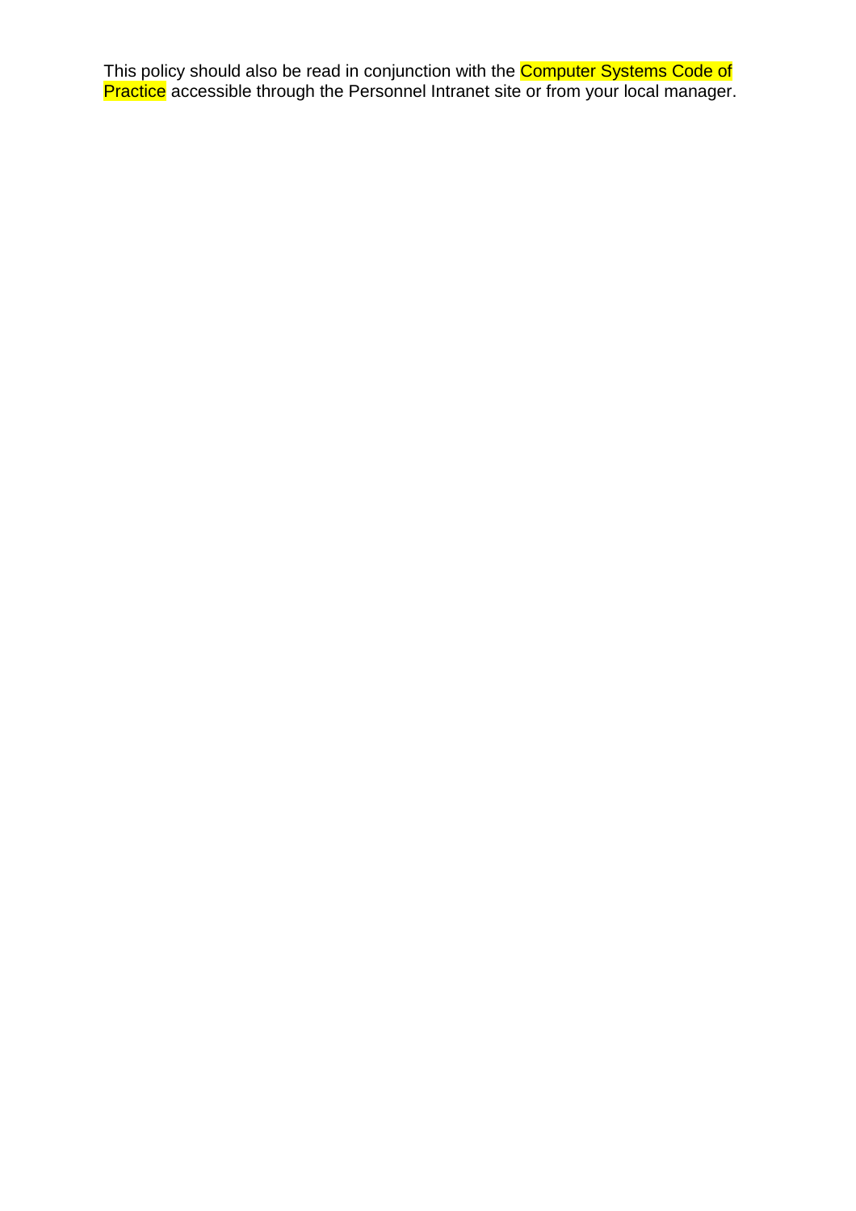This policy should also be read in conjunction with the Computer Systems Code of Practice accessible through the Personnel Intranet site or from your local manager.